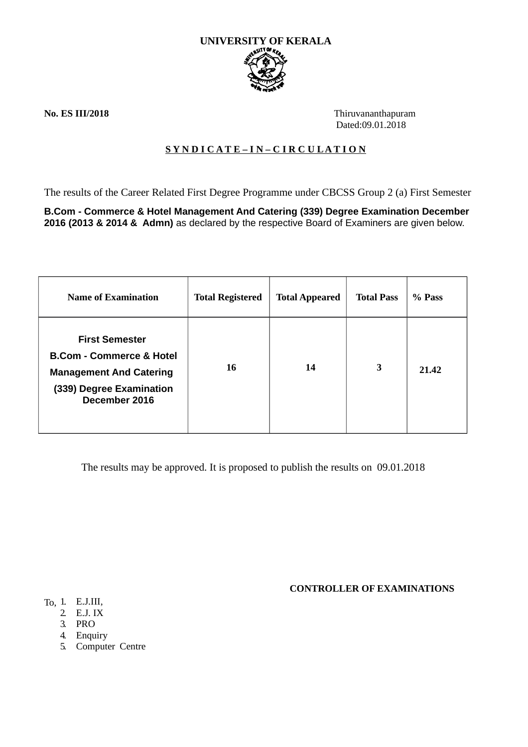# UNIVERSITY OF KERALA

**No. ES III/2018** Thiruvananthapuram
Dated:09.01.2018

**S Y N D I C A T E – I N – C I R C U L A T I O N**

The results of the Career Related First Degree Programme under CBCSS Group 2 (a) First Semester **B.Com - Commerce & Hotel Management And Catering (339) Degree Examination December 2016 (2013 & 2014 & Admn)** as declared by the respective Board of Examiners are given below.

| Name of Examination | Total Registered | Total Appeared | Total Pass | % Pass |
|---|---|---|---|---|
| **First Semester B.Com - Commerce & Hotel Management And Catering (339) Degree Examination December 2016** | 16 | 14 | 3 | 21.42 |

The results may be approved. It is proposed to publish the results on 09.01.2018

**CONTROLLER OF EXAMINATIONS**

To,
1. E.J.III,
2. E.J. IX
3. PRO
4. Enquiry
5. Computer Centre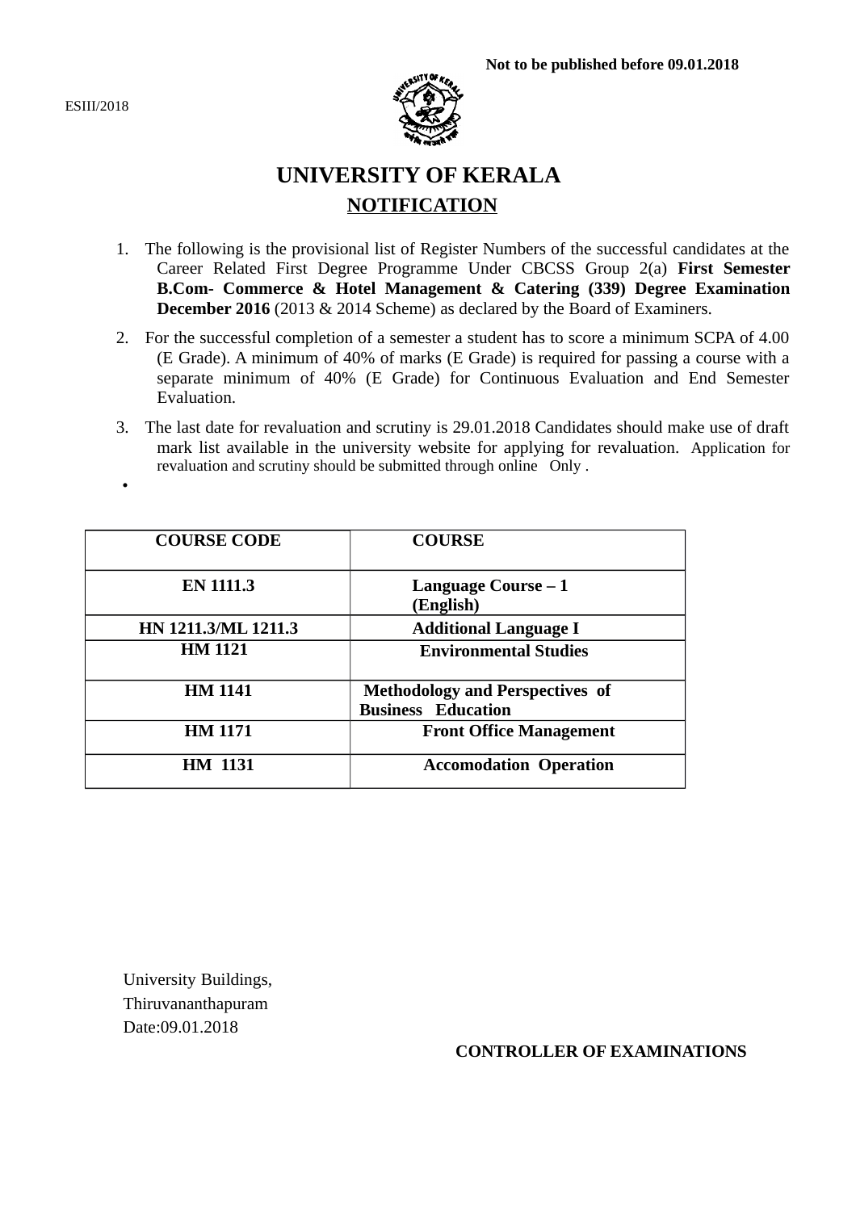**Not to be published before 09.01.2018**

ESIII/2018

# UNIVERSITY OF KERALA

## NOTIFICATION

1. The following is the provisional list of Register Numbers of the successful candidates at the Career Related First Degree Programme Under CBCSS Group 2(a) **First Semester B.Com- Commerce & Hotel Management & Catering (339) Degree Examination December 2016** (2013 & 2014 Scheme) as declared by the Board of Examiners.
2. For the successful completion of a semester a student has to score a minimum SCPA of 4.00 (E Grade). A minimum of 40% of marks (E Grade) is required for passing a course with a separate minimum of 40% (E Grade) for Continuous Evaluation and End Semester Evaluation.
3. The last date for revaluation and scrutiny is 29.01.2018 Candidates should make use of draft mark list available in the university website for applying for revaluation. Application for revaluation and scrutiny should be submitted through online Only .

| COURSE CODE | COURSE |
|---|---|
| EN 1111.3 | Language Course – 1 (English) |
| HN 1211.3/ML 1211.3 | Additional Language I |
| HM 1121 | Environmental Studies |
| HM 1141 | Methodology and Perspectives of Business Education |
| HM 1171 | Front Office Management |
| HM 1131 | Accomodation Operation |

University Buildings,
Thiruvananthapuram
Date:09.01.2018

**CONTROLLER OF EXAMINATIONS**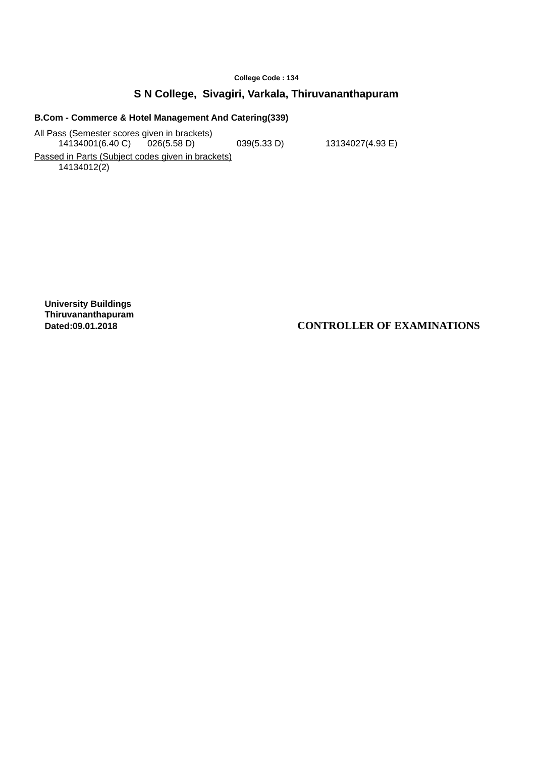College Code : 134

## S N College, Sivagiri, Varkala, Thiruvananthapuram

### B.Com - Commerce & Hotel Management And Catering(339)

All Pass (Semester scores given in brackets)

14134001(6.40 C)   026(5.58 D)   039(5.33 D)   13134027(4.93 E)

Passed in Parts (Subject codes given in brackets)

14134012(2)

**University Buildings**
**Thiruvananthapuram**
**Dated:09.01.2018**

**CONTROLLER OF EXAMINATIONS**